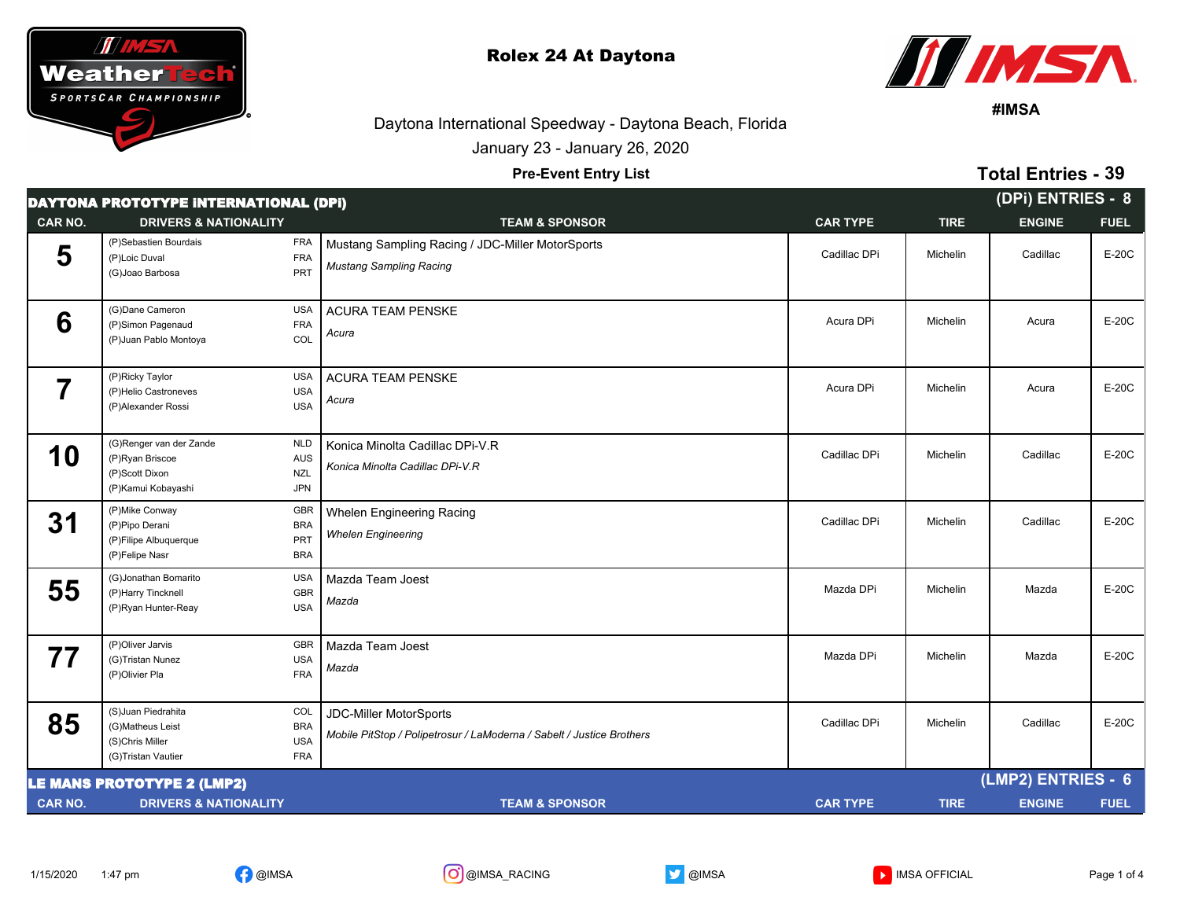# Rolex 24 At Daytona

#IMSA

Daytona International Speedway - Daytona Beach, Florida

January 23 - January 26, 2020

**Pre-Event Entry List**

**Total Entries - 39**

## DAYTONA PROTOTYPE INTERNATIONAL (DPi)

**(DPi) ENTRIES - 8**

| CAR NO. | DRIVERS & NATIONALITY | TEAM & SPONSOR | CAR TYPE | TIRE | ENGINE | FUEL |
|---|---|---|---|---|---|---|
| 5 | (P)Sebastien Bourdais FRA<br>(P)Loic Duval FRA<br>(G)Joao Barbosa PRT | Mustang Sampling Racing / JDC-Miller MotorSports<br>*Mustang Sampling Racing* | Cadillac DPi | Michelin | Cadillac | E-20C |
| 6 | (G)Dane Cameron USA<br>(P)Simon Pagenaud FRA<br>(P)Juan Pablo Montoya COL | ACURA TEAM PENSKE<br>*Acura* | Acura DPi | Michelin | Acura | E-20C |
| 7 | (P)Ricky Taylor USA<br>(P)Helio Castroneves USA<br>(P)Alexander Rossi USA | ACURA TEAM PENSKE<br>*Acura* | Acura DPi | Michelin | Acura | E-20C |
| 10 | (G)Renger van der Zande NLD<br>(P)Ryan Briscoe AUS<br>(P)Scott Dixon NZL<br>(P)Kamui Kobayashi JPN | Konica Minolta Cadillac DPi-V.R<br>*Konica Minolta Cadillac DPi-V.R* | Cadillac DPi | Michelin | Cadillac | E-20C |
| 31 | (P)Mike Conway GBR<br>(P)Pipo Derani BRA<br>(P)Filipe Albuquerque PRT<br>(P)Felipe Nasr BRA | Whelen Engineering Racing<br>*Whelen Engineering* | Cadillac DPi | Michelin | Cadillac | E-20C |
| 55 | (G)Jonathan Bomarito USA<br>(P)Harry Tincknell GBR<br>(P)Ryan Hunter-Reay USA | Mazda Team Joest<br>*Mazda* | Mazda DPi | Michelin | Mazda | E-20C |
| 77 | (P)Oliver Jarvis GBR<br>(G)Tristan Nunez USA<br>(P)Olivier Pla FRA | Mazda Team Joest<br>*Mazda* | Mazda DPi | Michelin | Mazda | E-20C |
| 85 | (S)Juan Piedrahita COL<br>(G)Matheus Leist BRA<br>(S)Chris Miller USA<br>(G)Tristan Vautier FRA | JDC-Miller MotorSports<br>*Mobile PitStop / Polipetrosur / LaModerna / Sabelt / Justice Brothers* | Cadillac DPi | Michelin | Cadillac | E-20C |

## LE MANS PROTOTYPE 2 (LMP2)

**(LMP2) ENTRIES - 6**

| CAR NO. | DRIVERS & NATIONALITY | TEAM & SPONSOR | CAR TYPE | TIRE | ENGINE | FUEL |
|---|---|---|---|---|---|---|

1/15/2020 1:47 pm

@IMSA @IMSA_RACING @IMSA IMSA OFFICIAL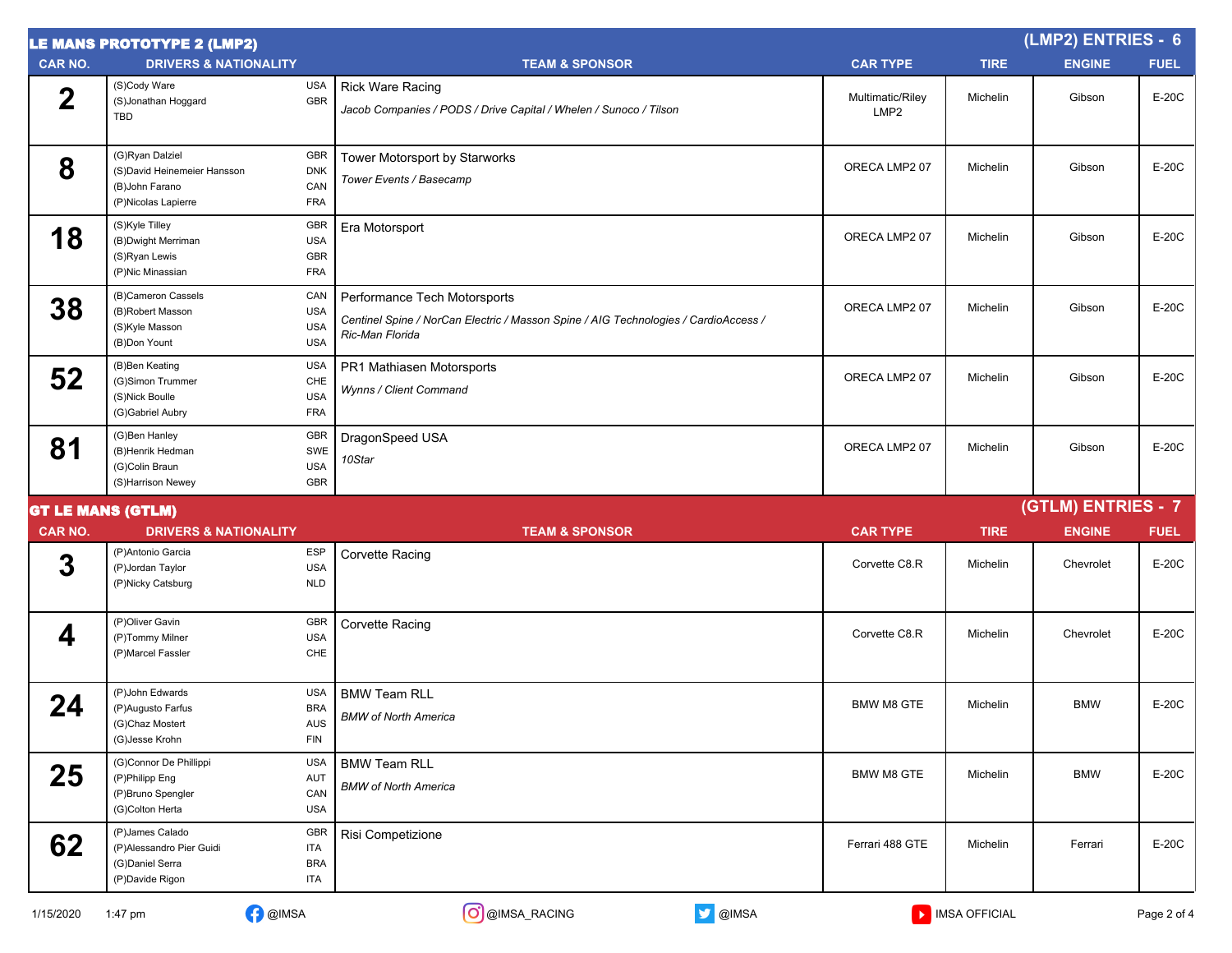## LE MANS PROTOTYPE 2 (LMP2)

**(LMP2) ENTRIES - 6**

| CAR NO. | DRIVERS & NATIONALITY | | TEAM & SPONSOR | CAR TYPE | TIRE | ENGINE | FUEL |
|---|---|---|---|---|---|---|---|
| 2 | (S)Cody Ware<br>(S)Jonathan Hoggard<br>TBD | USA<br>GBR | Rick Ware Racing<br>*Jacob Companies / PODS / Drive Capital / Whelen / Sunoco / Tilson* | Multimatic/Riley LMP2 | Michelin | Gibson | E-20C |
| 8 | (G)Ryan Dalziel<br>(S)David Heinemeier Hansson<br>(B)John Farano<br>(P)Nicolas Lapierre | GBR<br>DNK<br>CAN<br>FRA | Tower Motorsport by Starworks<br>*Tower Events / Basecamp* | ORECA LMP2 07 | Michelin | Gibson | E-20C |
| 18 | (S)Kyle Tilley<br>(B)Dwight Merriman<br>(S)Ryan Lewis<br>(P)Nic Minassian | GBR<br>USA<br>GBR<br>FRA | Era Motorsport | ORECA LMP2 07 | Michelin | Gibson | E-20C |
| 38 | (B)Cameron Cassels<br>(B)Robert Masson<br>(S)Kyle Masson<br>(B)Don Yount | CAN<br>USA<br>USA<br>USA | Performance Tech Motorsports<br>*Centinel Spine / NorCan Electric / Masson Spine / AIG Technologies / CardioAccess / Ric-Man Florida* | ORECA LMP2 07 | Michelin | Gibson | E-20C |
| 52 | (B)Ben Keating<br>(G)Simon Trummer<br>(S)Nick Boulle<br>(G)Gabriel Aubry | USA<br>CHE<br>USA<br>FRA | PR1 Mathiasen Motorsports<br>*Wynns / Client Command* | ORECA LMP2 07 | Michelin | Gibson | E-20C |
| 81 | (G)Ben Hanley<br>(B)Henrik Hedman<br>(G)Colin Braun<br>(S)Harrison Newey | GBR<br>SWE<br>USA<br>GBR | DragonSpeed USA<br>*10Star* | ORECA LMP2 07 | Michelin | Gibson | E-20C |

## GT LE MANS (GTLM)

**(GTLM) ENTRIES - 7**

| CAR NO. | DRIVERS & NATIONALITY | | TEAM & SPONSOR | CAR TYPE | TIRE | ENGINE | FUEL |
|---|---|---|---|---|---|---|---|
| 3 | (P)Antonio Garcia<br>(P)Jordan Taylor<br>(P)Nicky Catsburg | ESP<br>USA<br>NLD | Corvette Racing | Corvette C8.R | Michelin | Chevrolet | E-20C |
| 4 | (P)Oliver Gavin<br>(P)Tommy Milner<br>(P)Marcel Fassler | GBR<br>USA<br>CHE | Corvette Racing | Corvette C8.R | Michelin | Chevrolet | E-20C |
| 24 | (P)John Edwards<br>(P)Augusto Farfus<br>(G)Chaz Mostert<br>(G)Jesse Krohn | USA<br>BRA<br>AUS<br>FIN | BMW Team RLL<br>*BMW of North America* | BMW M8 GTE | Michelin | BMW | E-20C |
| 25 | (G)Connor De Phillippi<br>(P)Philipp Eng<br>(P)Bruno Spengler<br>(G)Colton Herta | USA<br>AUT<br>CAN<br>USA | BMW Team RLL<br>*BMW of North America* | BMW M8 GTE | Michelin | BMW | E-20C |
| 62 | (P)James Calado<br>(P)Alessandro Pier Guidi<br>(G)Daniel Serra<br>(P)Davide Rigon | GBR<br>ITA<br>BRA<br>ITA | Risi Competizione | Ferrari 488 GTE | Michelin | Ferrari | E-20C |

1/15/2020 1:47 pm @IMSA @IMSA_RACING @IMSA IMSA OFFICIAL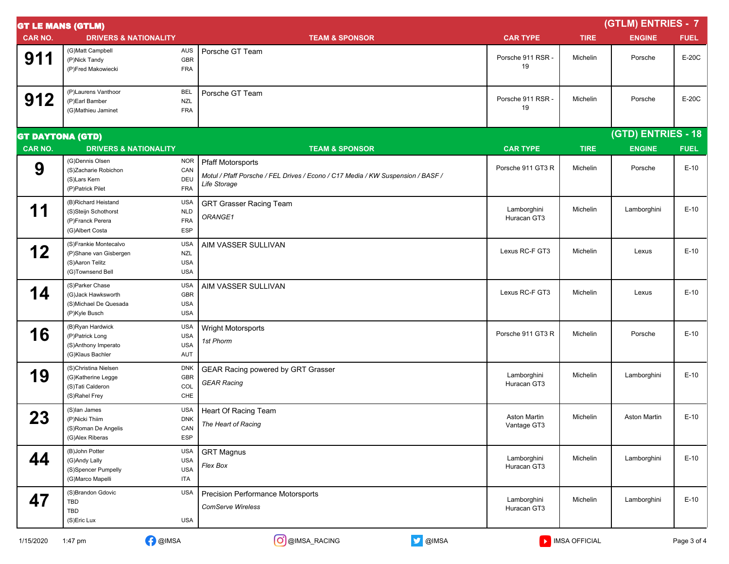## GT LE MANS (GTLM)

**(GTLM) ENTRIES - 7**

| CAR NO. | DRIVERS & NATIONALITY | | TEAM & SPONSOR | CAR TYPE | TIRE | ENGINE | FUEL |
|---|---|---|---|---|---|---|---|
| 911 | (G)Matt Campbell<br>(P)Nick Tandy<br>(P)Fred Makowiecki | AUS<br>GBR<br>FRA | Porsche GT Team | Porsche 911 RSR - 19 | Michelin | Porsche | E-20C |
| 912 | (P)Laurens Vanthoor<br>(P)Earl Bamber<br>(G)Mathieu Jaminet | BEL<br>NZL<br>FRA | Porsche GT Team | Porsche 911 RSR - 19 | Michelin | Porsche | E-20C |

## GT DAYTONA (GTD)

**(GTD) ENTRIES - 18**

| CAR NO. | DRIVERS & NATIONALITY | | TEAM & SPONSOR | CAR TYPE | TIRE | ENGINE | FUEL |
|---|---|---|---|---|---|---|---|
| 9 | (G)Dennis Olsen<br>(S)Zacharie Robichon<br>(S)Lars Kern<br>(P)Patrick Pilet | NOR<br>CAN<br>DEU<br>FRA | Pfaff Motorsports<br>*Motul / Pfaff Porsche / FEL Drives / Econo / C17 Media / KW Suspension / BASF / Life Storage* | Porsche 911 GT3 R | Michelin | Porsche | E-10 |
| 11 | (B)Richard Heistand<br>(S)Steijn Schothorst<br>(P)Franck Perera<br>(G)Albert Costa | USA<br>NLD<br>FRA<br>ESP | GRT Grasser Racing Team<br>*ORANGE1* | Lamborghini Huracan GT3 | Michelin | Lamborghini | E-10 |
| 12 | (S)Frankie Montecalvo<br>(P)Shane van Gisbergen<br>(S)Aaron Telitz<br>(G)Townsend Bell | USA<br>NZL<br>USA<br>USA | AIM VASSER SULLIVAN | Lexus RC-F GT3 | Michelin | Lexus | E-10 |
| 14 | (S)Parker Chase<br>(G)Jack Hawksworth<br>(S)Michael De Quesada<br>(P)Kyle Busch | USA<br>GBR<br>USA<br>USA | AIM VASSER SULLIVAN | Lexus RC-F GT3 | Michelin | Lexus | E-10 |
| 16 | (B)Ryan Hardwick<br>(P)Patrick Long<br>(S)Anthony Imperato<br>(G)Klaus Bachler | USA<br>USA<br>USA<br>AUT | Wright Motorsports<br>*1st Phorm* | Porsche 911 GT3 R | Michelin | Porsche | E-10 |
| 19 | (S)Christina Nielsen<br>(G)Katherine Legge<br>(S)Tati Calderon<br>(S)Rahel Frey | DNK<br>GBR<br>COL<br>CHE | GEAR Racing powered by GRT Grasser<br>*GEAR Racing* | Lamborghini Huracan GT3 | Michelin | Lamborghini | E-10 |
| 23 | (S)Ian James<br>(P)Nicki Thiim<br>(S)Roman De Angelis<br>(G)Alex Riberas | USA<br>DNK<br>CAN<br>ESP | Heart Of Racing Team<br>*The Heart of Racing* | Aston Martin Vantage GT3 | Michelin | Aston Martin | E-10 |
| 44 | (B)John Potter<br>(G)Andy Lally<br>(S)Spencer Pumpelly<br>(G)Marco Mapelli | USA<br>USA<br>USA<br>ITA | GRT Magnus<br>*Flex Box* | Lamborghini Huracan GT3 | Michelin | Lamborghini | E-10 |
| 47 | (S)Brandon Gdovic<br>TBD<br>TBD<br>(S)Eric Lux | USA<br><br><br>USA | Precision Performance Motorsports<br>*ComServe Wireless* | Lamborghini Huracan GT3 | Michelin | Lamborghini | E-10 |

1/15/2020 1:47 pm @IMSA @IMSA_RACING @IMSA IMSA OFFICIAL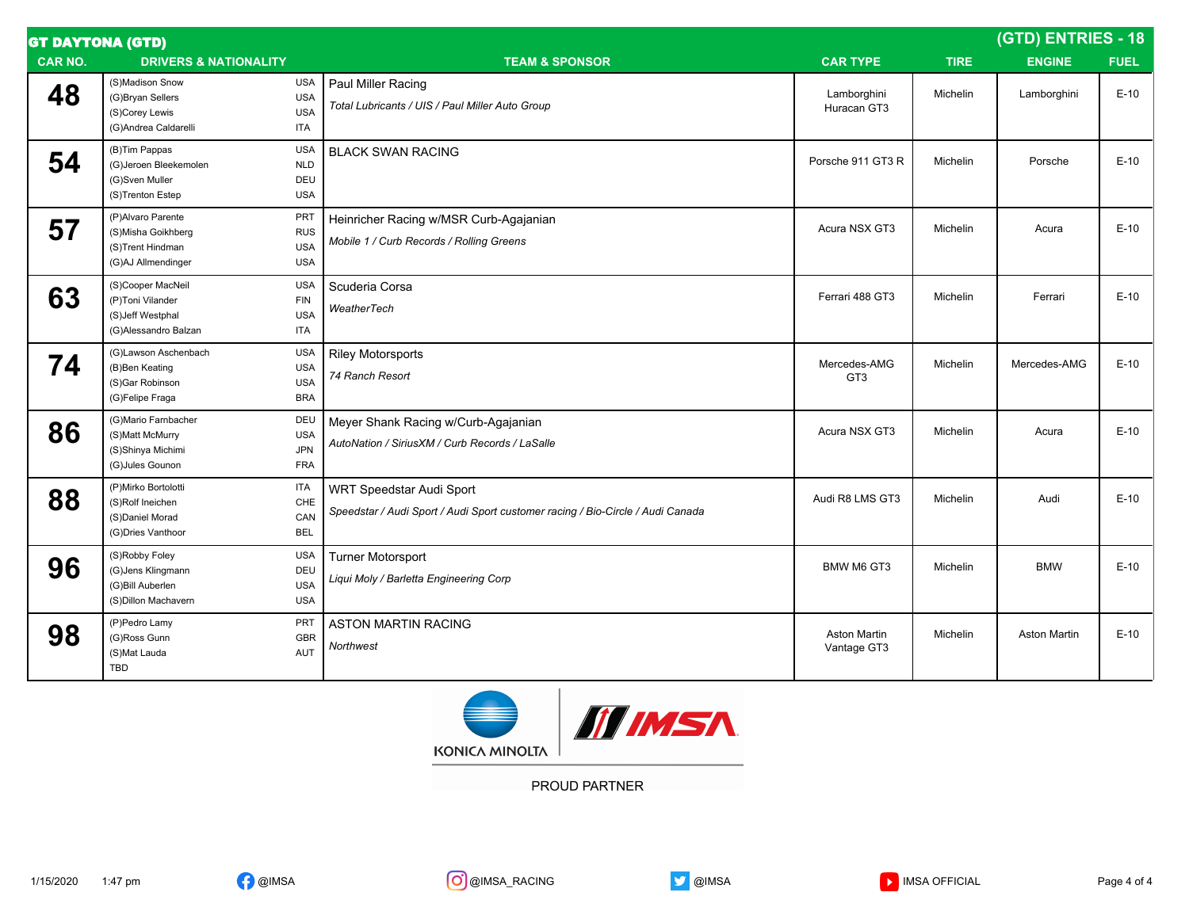## GT DAYTONA (GTD)

(GTD) ENTRIES - 18

| CAR NO. | DRIVERS & NATIONALITY | TEAM & SPONSOR | CAR TYPE | TIRE | ENGINE | FUEL |
|---|---|---|---|---|---|---|
| 48 | (S)Madison Snow USA<br>(G)Bryan Sellers USA<br>(S)Corey Lewis USA<br>(G)Andrea Caldarelli ITA | Paul Miller Racing<br>*Total Lubricants / UIS / Paul Miller Auto Group* | Lamborghini Huracan GT3 | Michelin | Lamborghini | E-10 |
| 54 | (B)Tim Pappas USA<br>(G)Jeroen Bleekemolen NLD<br>(G)Sven Muller DEU<br>(S)Trenton Estep USA | BLACK SWAN RACING | Porsche 911 GT3 R | Michelin | Porsche | E-10 |
| 57 | (P)Alvaro Parente PRT<br>(S)Misha Goikhberg RUS<br>(S)Trent Hindman USA<br>(G)AJ Allmendinger USA | Heinricher Racing w/MSR Curb-Agajanian<br>*Mobile 1 / Curb Records / Rolling Greens* | Acura NSX GT3 | Michelin | Acura | E-10 |
| 63 | (S)Cooper MacNeil USA<br>(P)Toni Vilander FIN<br>(S)Jeff Westphal USA<br>(G)Alessandro Balzan ITA | Scuderia Corsa<br>*WeatherTech* | Ferrari 488 GT3 | Michelin | Ferrari | E-10 |
| 74 | (G)Lawson Aschenbach USA<br>(B)Ben Keating USA<br>(S)Gar Robinson USA<br>(G)Felipe Fraga BRA | Riley Motorsports<br>*74 Ranch Resort* | Mercedes-AMG GT3 | Michelin | Mercedes-AMG | E-10 |
| 86 | (G)Mario Farnbacher DEU<br>(S)Matt McMurry USA<br>(S)Shinya Michimi JPN<br>(G)Jules Gounon FRA | Meyer Shank Racing w/Curb-Agajanian<br>*AutoNation / SiriusXM / Curb Records / LaSalle* | Acura NSX GT3 | Michelin | Acura | E-10 |
| 88 | (P)Mirko Bortolotti ITA<br>(S)Rolf Ineichen CHE<br>(S)Daniel Morad CAN<br>(G)Dries Vanthoor BEL | WRT Speedstar Audi Sport<br>*Speedstar / Audi Sport / Audi Sport customer racing / Bio-Circle / Audi Canada* | Audi R8 LMS GT3 | Michelin | Audi | E-10 |
| 96 | (S)Robby Foley USA<br>(G)Jens Klingmann DEU<br>(G)Bill Auberlen USA<br>(S)Dillon Machavern USA | Turner Motorsport<br>*Liqui Moly / Barletta Engineering Corp* | BMW M6 GT3 | Michelin | BMW | E-10 |
| 98 | (P)Pedro Lamy PRT<br>(G)Ross Gunn GBR<br>(S)Mat Lauda AUT<br>TBD | ASTON MARTIN RACING<br>*Northwest* | Aston Martin Vantage GT3 | Michelin | Aston Martin | E-10 |

KONICA MINOLTA | IMSA

PROUD PARTNER

1/15/2020 1:47 pm @IMSA @IMSA_RACING @IMSA IMSA OFFICIAL